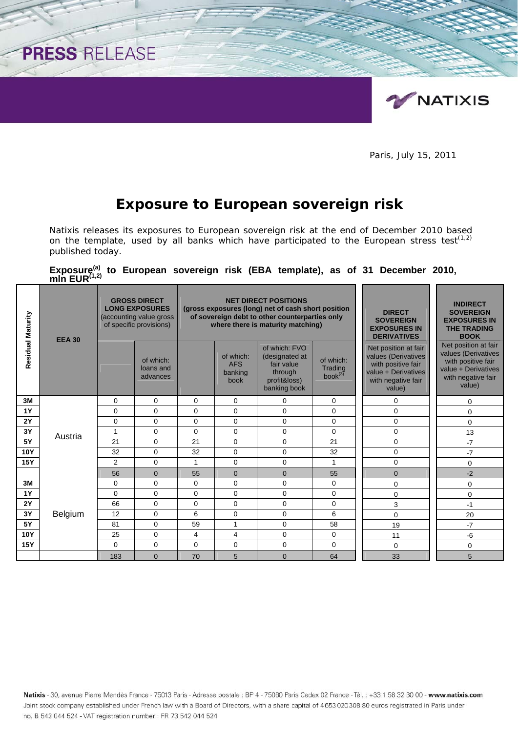PRESS RELEASE

NATIXIS

Paris, July 15, 2011

# Exposure to European sovereign risk

Natixis releases its exposures to European sovereign risk at the end of December 2010 based on the template, used by all banks which have participated to the European stress test[1,2] published today.

**Exposure[a] to European sovereign risk (EBA template), as of 31 December 2010, mln EUR[1,2]**

| Residual Maturity | EEA 30 | GROSS DIRECT LONG EXPOSURES (accounting value gross of specific provisions) | | NET DIRECT POSITIONS (gross exposures (long) net of cash short position of sovereign debt to other counterparties only where there is maturity matching) | | | | DIRECT SOVEREIGN EXPOSURES IN DERIVATIVES | INDIRECT SOVEREIGN EXPOSURES IN THE TRADING BOOK |
|---|---|---|---|---|---|---|---|---|---|
| | | | of which: loans and advances | | of which: AFS banking book | of which: FVO (designated at fair value through profit&loss) banking book | of which: Trading book[3] | Net position at fair values (Derivatives with positive fair value + Derivatives with negative fair value) | Net position at fair values (Derivatives with positive fair value + Derivatives with negative fair value) |
| 3M | Austria | 0 | 0 | 0 | 0 | 0 | 0 | 0 | 0 |
| 1Y | | 0 | 0 | 0 | 0 | 0 | 0 | 0 | 0 |
| 2Y | | 0 | 0 | 0 | 0 | 0 | 0 | 0 | 0 |
| 3Y | | 1 | 0 | 0 | 0 | 0 | 0 | 0 | 13 |
| 5Y | | 21 | 0 | 21 | 0 | 0 | 21 | 0 | -7 |
| 10Y | | 32 | 0 | 32 | 0 | 0 | 32 | 0 | -7 |
| 15Y | | 2 | 0 | 1 | 0 | 0 | 1 | 0 | 0 |
| | | 56 | 0 | 55 | 0 | 0 | 55 | 0 | -2 |
| 3M | Belgium | 0 | 0 | 0 | 0 | 0 | 0 | 0 | 0 |
| 1Y | | 0 | 0 | 0 | 0 | 0 | 0 | 0 | 0 |
| 2Y | | 66 | 0 | 0 | 0 | 0 | 0 | 3 | -1 |
| 3Y | | 12 | 0 | 6 | 0 | 0 | 6 | 0 | 20 |
| 5Y | | 81 | 0 | 59 | 1 | 0 | 58 | 19 | -7 |
| 10Y | | 25 | 0 | 4 | 4 | 0 | 0 | 11 | -6 |
| 15Y | | 0 | 0 | 0 | 0 | 0 | 0 | 0 | 0 |
| | | 183 | 0 | 70 | 5 | 0 | 64 | 33 | 5 |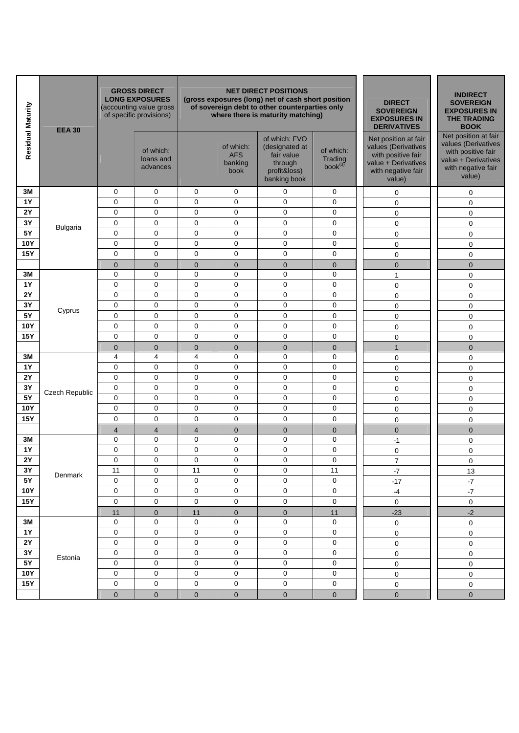| Residual Maturity | EEA 30 | GROSS DIRECT LONG EXPOSURES (accounting value gross of specific provisions) | | NET DIRECT POSITIONS (gross exposures (long) net of cash short position of sovereign debt to other counterparties only where there is maturity matching) | | | | DIRECT SOVEREIGN EXPOSURES IN DERIVATIVES | INDIRECT SOVEREIGN EXPOSURES IN THE TRADING BOOK |
|---|---|---|---|---|---|---|---|---|---|
| | | | of which: loans and advances | | of which: AFS banking book | of which: FVO (designated at fair value through profit&loss) banking book | of which: Trading book[3] | Net position at fair values (Derivatives with positive fair value + Derivatives with negative fair value) | Net position at fair values (Derivatives with positive fair value + Derivatives with negative fair value) |
| 3M | Bulgaria | 0 | 0 | 0 | 0 | 0 | 0 | 0 | 0 |
| 1Y | | 0 | 0 | 0 | 0 | 0 | 0 | 0 | 0 |
| 2Y | | 0 | 0 | 0 | 0 | 0 | 0 | 0 | 0 |
| 3Y | | 0 | 0 | 0 | 0 | 0 | 0 | 0 | 0 |
| 5Y | | 0 | 0 | 0 | 0 | 0 | 0 | 0 | 0 |
| 10Y | | 0 | 0 | 0 | 0 | 0 | 0 | 0 | 0 |
| 15Y | | 0 | 0 | 0 | 0 | 0 | 0 | 0 | 0 |
| | | 0 | 0 | 0 | 0 | 0 | 0 | 0 | 0 |
| 3M | Cyprus | 0 | 0 | 0 | 0 | 0 | 0 | 1 | 0 |
| 1Y | | 0 | 0 | 0 | 0 | 0 | 0 | 0 | 0 |
| 2Y | | 0 | 0 | 0 | 0 | 0 | 0 | 0 | 0 |
| 3Y | | 0 | 0 | 0 | 0 | 0 | 0 | 0 | 0 |
| 5Y | | 0 | 0 | 0 | 0 | 0 | 0 | 0 | 0 |
| 10Y | | 0 | 0 | 0 | 0 | 0 | 0 | 0 | 0 |
| 15Y | | 0 | 0 | 0 | 0 | 0 | 0 | 0 | 0 |
| | | 0 | 0 | 0 | 0 | 0 | 0 | 1 | 0 |
| 3M | Czech Republic | 4 | 4 | 4 | 0 | 0 | 0 | 0 | 0 |
| 1Y | | 0 | 0 | 0 | 0 | 0 | 0 | 0 | 0 |
| 2Y | | 0 | 0 | 0 | 0 | 0 | 0 | 0 | 0 |
| 3Y | | 0 | 0 | 0 | 0 | 0 | 0 | 0 | 0 |
| 5Y | | 0 | 0 | 0 | 0 | 0 | 0 | 0 | 0 |
| 10Y | | 0 | 0 | 0 | 0 | 0 | 0 | 0 | 0 |
| 15Y | | 0 | 0 | 0 | 0 | 0 | 0 | 0 | 0 |
| | | 4 | 4 | 4 | 0 | 0 | 0 | 0 | 0 |
| 3M | Denmark | 0 | 0 | 0 | 0 | 0 | 0 | -1 | 0 |
| 1Y | | 0 | 0 | 0 | 0 | 0 | 0 | 0 | 0 |
| 2Y | | 0 | 0 | 0 | 0 | 0 | 0 | 7 | 0 |
| 3Y | | 11 | 0 | 11 | 0 | 0 | 11 | -7 | 13 |
| 5Y | | 0 | 0 | 0 | 0 | 0 | 0 | -17 | -7 |
| 10Y | | 0 | 0 | 0 | 0 | 0 | 0 | -4 | -7 |
| 15Y | | 0 | 0 | 0 | 0 | 0 | 0 | 0 | 0 |
| | | 11 | 0 | 11 | 0 | 0 | 11 | -23 | -2 |
| 3M | Estonia | 0 | 0 | 0 | 0 | 0 | 0 | 0 | 0 |
| 1Y | | 0 | 0 | 0 | 0 | 0 | 0 | 0 | 0 |
| 2Y | | 0 | 0 | 0 | 0 | 0 | 0 | 0 | 0 |
| 3Y | | 0 | 0 | 0 | 0 | 0 | 0 | 0 | 0 |
| 5Y | | 0 | 0 | 0 | 0 | 0 | 0 | 0 | 0 |
| 10Y | | 0 | 0 | 0 | 0 | 0 | 0 | 0 | 0 |
| 15Y | | 0 | 0 | 0 | 0 | 0 | 0 | 0 | 0 |
| | | 0 | 0 | 0 | 0 | 0 | 0 | 0 | 0 |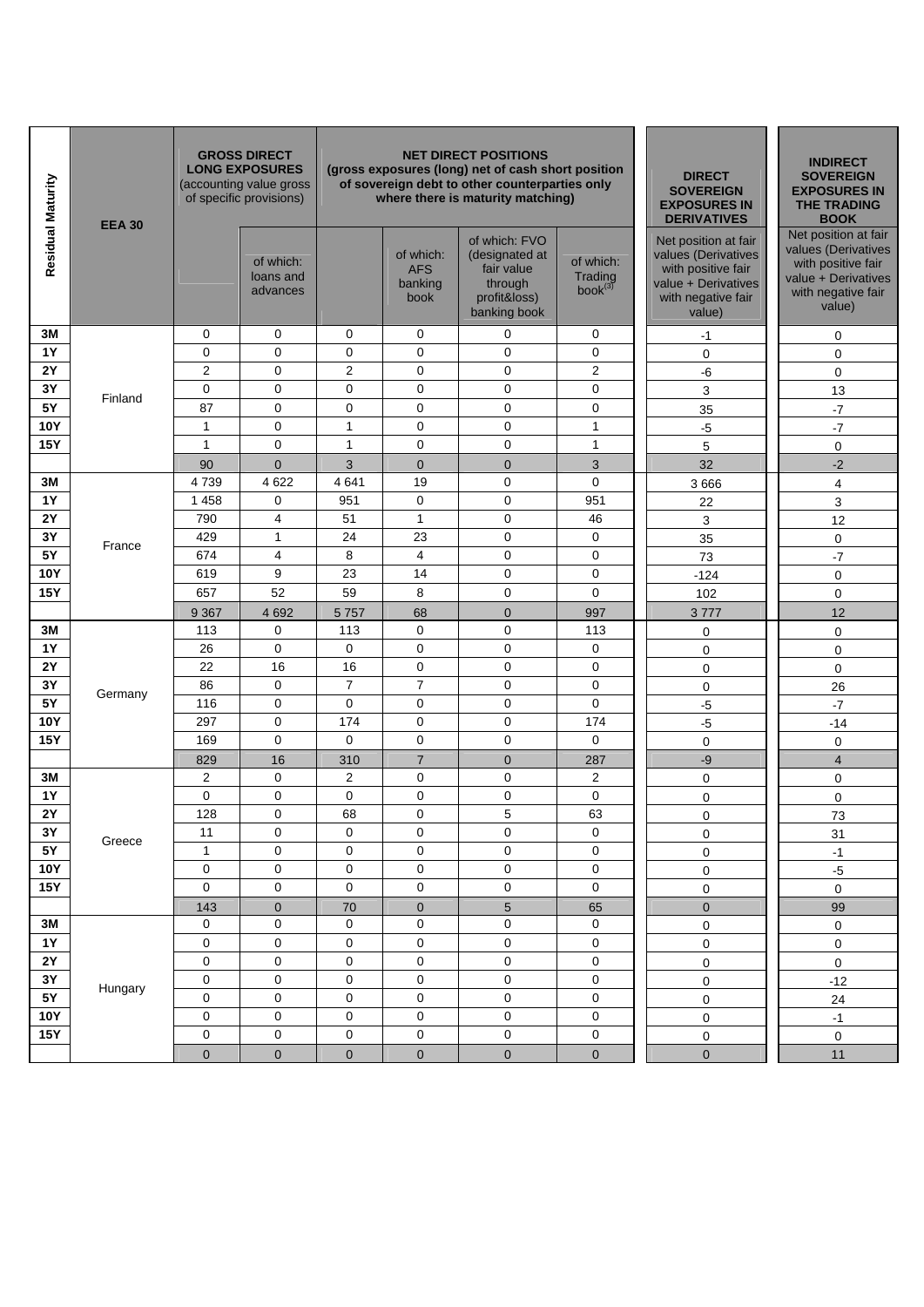| Residual Maturity | EEA 30 | GROSS DIRECT LONG EXPOSURES (accounting value gross of specific provisions) | | NET DIRECT POSITIONS (gross exposures (long) net of cash short position of sovereign debt to other counterparties only where there is maturity matching) | | | | DIRECT SOVEREIGN EXPOSURES IN DERIVATIVES | INDIRECT SOVEREIGN EXPOSURES IN THE TRADING BOOK |
|---|---|---|---|---|---|---|---|---|---|
| | | | of which: loans and advances | | of which: AFS banking book | of which: FVO (designated at fair value through profit&loss) banking book | of which: Trading book[3] | Net position at fair values (Derivatives with positive fair value + Derivatives with negative fair value) | Net position at fair values (Derivatives with positive fair value + Derivatives with negative fair value) |
| 3M | Finland | 0 | 0 | 0 | 0 | 0 | 0 | -1 | 0 |
| 1Y | | 0 | 0 | 0 | 0 | 0 | 0 | 0 | 0 |
| 2Y | | 2 | 0 | 2 | 0 | 0 | 2 | -6 | 0 |
| 3Y | | 0 | 0 | 0 | 0 | 0 | 0 | 3 | 13 |
| 5Y | | 87 | 0 | 0 | 0 | 0 | 0 | 35 | -7 |
| 10Y | | 1 | 0 | 1 | 0 | 0 | 1 | -5 | -7 |
| 15Y | | 1 | 0 | 1 | 0 | 0 | 1 | 5 | 0 |
| | | 90 | 0 | 3 | 0 | 0 | 3 | 32 | -2 |
| 3M | France | 4 739 | 4 622 | 4 641 | 19 | 0 | 0 | 3 666 | 4 |
| 1Y | | 1 458 | 0 | 951 | 0 | 0 | 951 | 22 | 3 |
| 2Y | | 790 | 4 | 51 | 1 | 0 | 46 | 3 | 12 |
| 3Y | | 429 | 1 | 24 | 23 | 0 | 0 | 35 | 0 |
| 5Y | | 674 | 4 | 8 | 4 | 0 | 0 | 73 | -7 |
| 10Y | | 619 | 9 | 23 | 14 | 0 | 0 | -124 | 0 |
| 15Y | | 657 | 52 | 59 | 8 | 0 | 0 | 102 | 0 |
| | | 9 367 | 4 692 | 5 757 | 68 | 0 | 997 | 3 777 | 12 |
| 3M | Germany | 113 | 0 | 113 | 0 | 0 | 113 | 0 | 0 |
| 1Y | | 26 | 0 | 0 | 0 | 0 | 0 | 0 | 0 |
| 2Y | | 22 | 16 | 16 | 0 | 0 | 0 | 0 | 0 |
| 3Y | | 86 | 0 | 7 | 7 | 0 | 0 | 0 | 26 |
| 5Y | | 116 | 0 | 0 | 0 | 0 | 0 | -5 | -7 |
| 10Y | | 297 | 0 | 174 | 0 | 0 | 174 | -5 | -14 |
| 15Y | | 169 | 0 | 0 | 0 | 0 | 0 | 0 | 0 |
| | | 829 | 16 | 310 | 7 | 0 | 287 | -9 | 4 |
| 3M | Greece | 2 | 0 | 2 | 0 | 0 | 2 | 0 | 0 |
| 1Y | | 0 | 0 | 0 | 0 | 0 | 0 | 0 | 0 |
| 2Y | | 128 | 0 | 68 | 0 | 5 | 63 | 0 | 73 |
| 3Y | | 11 | 0 | 0 | 0 | 0 | 0 | 0 | 31 |
| 5Y | | 1 | 0 | 0 | 0 | 0 | 0 | 0 | -1 |
| 10Y | | 0 | 0 | 0 | 0 | 0 | 0 | 0 | -5 |
| 15Y | | 0 | 0 | 0 | 0 | 0 | 0 | 0 | 0 |
| | | 143 | 0 | 70 | 0 | 5 | 65 | 0 | 99 |
| 3M | Hungary | 0 | 0 | 0 | 0 | 0 | 0 | 0 | 0 |
| 1Y | | 0 | 0 | 0 | 0 | 0 | 0 | 0 | 0 |
| 2Y | | 0 | 0 | 0 | 0 | 0 | 0 | 0 | 0 |
| 3Y | | 0 | 0 | 0 | 0 | 0 | 0 | 0 | -12 |
| 5Y | | 0 | 0 | 0 | 0 | 0 | 0 | 0 | 24 |
| 10Y | | 0 | 0 | 0 | 0 | 0 | 0 | 0 | -1 |
| 15Y | | 0 | 0 | 0 | 0 | 0 | 0 | 0 | 0 |
| | | 0 | 0 | 0 | 0 | 0 | 0 | 0 | 11 |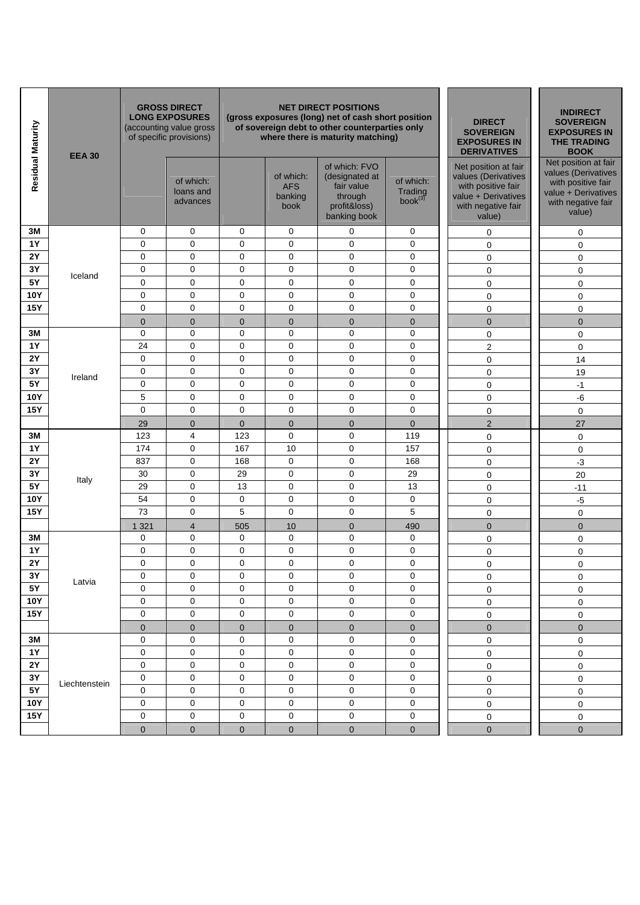| Residual Maturity | EEA 30 | GROSS DIRECT LONG EXPOSURES (accounting value gross of specific provisions) | | NET DIRECT POSITIONS (gross exposures (long) net of cash short position of sovereign debt to other counterparties only where there is maturity matching) | | | | DIRECT SOVEREIGN EXPOSURES IN DERIVATIVES | INDIRECT SOVEREIGN EXPOSURES IN THE TRADING BOOK |
|---|---|---|---|---|---|---|---|---|---|
| | | | of which: loans and advances | | of which: AFS banking book | of which: FVO (designated at fair value through profit&loss) banking book | of which: Trading book[3] | Net position at fair values (Derivatives with positive fair value + Derivatives with negative fair value) | Net position at fair values (Derivatives with positive fair value + Derivatives with negative fair value) |
| 3M | Iceland | 0 | 0 | 0 | 0 | 0 | 0 | 0 | 0 |
| 1Y | | 0 | 0 | 0 | 0 | 0 | 0 | 0 | 0 |
| 2Y | | 0 | 0 | 0 | 0 | 0 | 0 | 0 | 0 |
| 3Y | | 0 | 0 | 0 | 0 | 0 | 0 | 0 | 0 |
| 5Y | | 0 | 0 | 0 | 0 | 0 | 0 | 0 | 0 |
| 10Y | | 0 | 0 | 0 | 0 | 0 | 0 | 0 | 0 |
| 15Y | | 0 | 0 | 0 | 0 | 0 | 0 | 0 | 0 |
| | | 0 | 0 | 0 | 0 | 0 | 0 | 0 | 0 |
| 3M | Ireland | 0 | 0 | 0 | 0 | 0 | 0 | 0 | 0 |
| 1Y | | 24 | 0 | 0 | 0 | 0 | 0 | 2 | 0 |
| 2Y | | 0 | 0 | 0 | 0 | 0 | 0 | 0 | 14 |
| 3Y | | 0 | 0 | 0 | 0 | 0 | 0 | 0 | 19 |
| 5Y | | 0 | 0 | 0 | 0 | 0 | 0 | 0 | -1 |
| 10Y | | 5 | 0 | 0 | 0 | 0 | 0 | 0 | -6 |
| 15Y | | 0 | 0 | 0 | 0 | 0 | 0 | 0 | 0 |
| | | 29 | 0 | 0 | 0 | 0 | 0 | 2 | 27 |
| 3M | Italy | 123 | 4 | 123 | 0 | 0 | 119 | 0 | 0 |
| 1Y | | 174 | 0 | 167 | 10 | 0 | 157 | 0 | 0 |
| 2Y | | 837 | 0 | 168 | 0 | 0 | 168 | 0 | -3 |
| 3Y | | 30 | 0 | 29 | 0 | 0 | 29 | 0 | 20 |
| 5Y | | 29 | 0 | 13 | 0 | 0 | 13 | 0 | -11 |
| 10Y | | 54 | 0 | 0 | 0 | 0 | 0 | 0 | -5 |
| 15Y | | 73 | 0 | 5 | 0 | 0 | 5 | 0 | 0 |
| | | 1 321 | 4 | 505 | 10 | 0 | 490 | 0 | 0 |
| 3M | Latvia | 0 | 0 | 0 | 0 | 0 | 0 | 0 | 0 |
| 1Y | | 0 | 0 | 0 | 0 | 0 | 0 | 0 | 0 |
| 2Y | | 0 | 0 | 0 | 0 | 0 | 0 | 0 | 0 |
| 3Y | | 0 | 0 | 0 | 0 | 0 | 0 | 0 | 0 |
| 5Y | | 0 | 0 | 0 | 0 | 0 | 0 | 0 | 0 |
| 10Y | | 0 | 0 | 0 | 0 | 0 | 0 | 0 | 0 |
| 15Y | | 0 | 0 | 0 | 0 | 0 | 0 | 0 | 0 |
| | | 0 | 0 | 0 | 0 | 0 | 0 | 0 | 0 |
| 3M | Liechtenstein | 0 | 0 | 0 | 0 | 0 | 0 | 0 | 0 |
| 1Y | | 0 | 0 | 0 | 0 | 0 | 0 | 0 | 0 |
| 2Y | | 0 | 0 | 0 | 0 | 0 | 0 | 0 | 0 |
| 3Y | | 0 | 0 | 0 | 0 | 0 | 0 | 0 | 0 |
| 5Y | | 0 | 0 | 0 | 0 | 0 | 0 | 0 | 0 |
| 10Y | | 0 | 0 | 0 | 0 | 0 | 0 | 0 | 0 |
| 15Y | | 0 | 0 | 0 | 0 | 0 | 0 | 0 | 0 |
| | | 0 | 0 | 0 | 0 | 0 | 0 | 0 | 0 |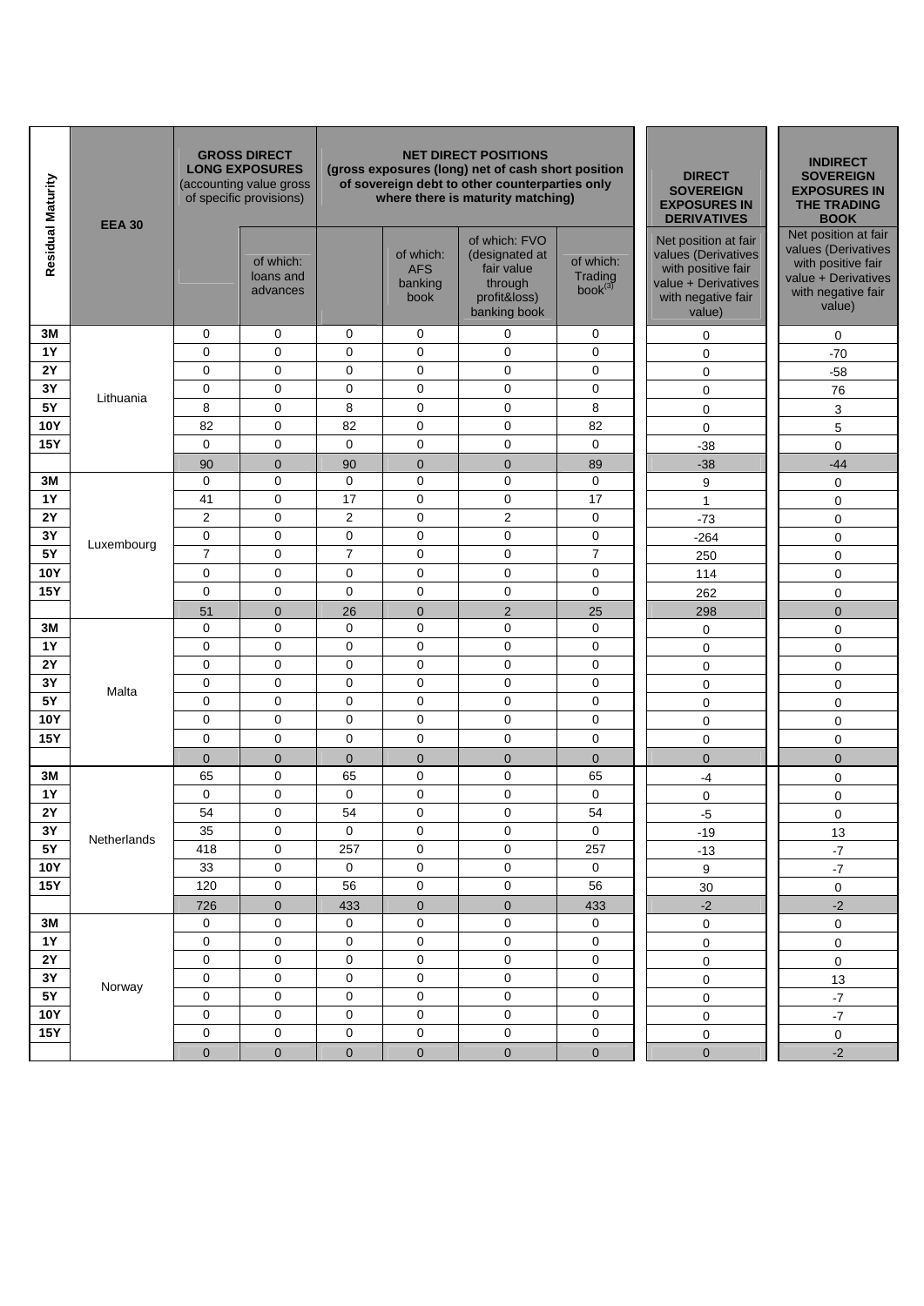| Residual Maturity | EEA 30 | GROSS DIRECT LONG EXPOSURES (accounting value gross of specific provisions) | | NET DIRECT POSITIONS (gross exposures (long) net of cash short position of sovereign debt to other counterparties only where there is maturity matching) | | | | DIRECT SOVEREIGN EXPOSURES IN DERIVATIVES | INDIRECT SOVEREIGN EXPOSURES IN THE TRADING BOOK |
|---|---|---|---|---|---|---|---|---|---|
| | | | of which: loans and advances | | of which: AFS banking book | of which: FVO (designated at fair value through profit&loss) banking book | of which: Trading book(3) | Net position at fair values (Derivatives with positive fair value + Derivatives with negative fair value) | Net position at fair values (Derivatives with positive fair value + Derivatives with negative fair value) |
| 3M | Lithuania | 0 | 0 | 0 | 0 | 0 | 0 | 0 | 0 |
| 1Y | | 0 | 0 | 0 | 0 | 0 | 0 | 0 | -70 |
| 2Y | | 0 | 0 | 0 | 0 | 0 | 0 | 0 | -58 |
| 3Y | | 0 | 0 | 0 | 0 | 0 | 0 | 0 | 76 |
| 5Y | | 8 | 0 | 8 | 0 | 0 | 8 | 0 | 3 |
| 10Y | | 82 | 0 | 82 | 0 | 0 | 82 | 0 | 5 |
| 15Y | | 0 | 0 | 0 | 0 | 0 | 0 | -38 | 0 |
| | | 90 | 0 | 90 | 0 | 0 | 89 | -38 | -44 |
| 3M | Luxembourg | 0 | 0 | 0 | 0 | 0 | 0 | 9 | 0 |
| 1Y | | 41 | 0 | 17 | 0 | 0 | 17 | 1 | 0 |
| 2Y | | 2 | 0 | 2 | 0 | 2 | 0 | -73 | 0 |
| 3Y | | 0 | 0 | 0 | 0 | 0 | 0 | -264 | 0 |
| 5Y | | 7 | 0 | 7 | 0 | 0 | 7 | 250 | 0 |
| 10Y | | 0 | 0 | 0 | 0 | 0 | 0 | 114 | 0 |
| 15Y | | 0 | 0 | 0 | 0 | 0 | 0 | 262 | 0 |
| | | 51 | 0 | 26 | 0 | 2 | 25 | 298 | 0 |
| 3M | Malta | 0 | 0 | 0 | 0 | 0 | 0 | 0 | 0 |
| 1Y | | 0 | 0 | 0 | 0 | 0 | 0 | 0 | 0 |
| 2Y | | 0 | 0 | 0 | 0 | 0 | 0 | 0 | 0 |
| 3Y | | 0 | 0 | 0 | 0 | 0 | 0 | 0 | 0 |
| 5Y | | 0 | 0 | 0 | 0 | 0 | 0 | 0 | 0 |
| 10Y | | 0 | 0 | 0 | 0 | 0 | 0 | 0 | 0 |
| 15Y | | 0 | 0 | 0 | 0 | 0 | 0 | 0 | 0 |
| | | 0 | 0 | 0 | 0 | 0 | 0 | 0 | 0 |
| 3M | Netherlands | 65 | 0 | 65 | 0 | 0 | 65 | -4 | 0 |
| 1Y | | 0 | 0 | 0 | 0 | 0 | 0 | 0 | 0 |
| 2Y | | 54 | 0 | 54 | 0 | 0 | 54 | -5 | 0 |
| 3Y | | 35 | 0 | 0 | 0 | 0 | 0 | -19 | 13 |
| 5Y | | 418 | 0 | 257 | 0 | 0 | 257 | -13 | -7 |
| 10Y | | 33 | 0 | 0 | 0 | 0 | 0 | 9 | -7 |
| 15Y | | 120 | 0 | 56 | 0 | 0 | 56 | 30 | 0 |
| | | 726 | 0 | 433 | 0 | 0 | 433 | -2 | -2 |
| 3M | Norway | 0 | 0 | 0 | 0 | 0 | 0 | 0 | 0 |
| 1Y | | 0 | 0 | 0 | 0 | 0 | 0 | 0 | 0 |
| 2Y | | 0 | 0 | 0 | 0 | 0 | 0 | 0 | 0 |
| 3Y | | 0 | 0 | 0 | 0 | 0 | 0 | 0 | 13 |
| 5Y | | 0 | 0 | 0 | 0 | 0 | 0 | 0 | -7 |
| 10Y | | 0 | 0 | 0 | 0 | 0 | 0 | 0 | -7 |
| 15Y | | 0 | 0 | 0 | 0 | 0 | 0 | 0 | 0 |
| | | 0 | 0 | 0 | 0 | 0 | 0 | 0 | -2 |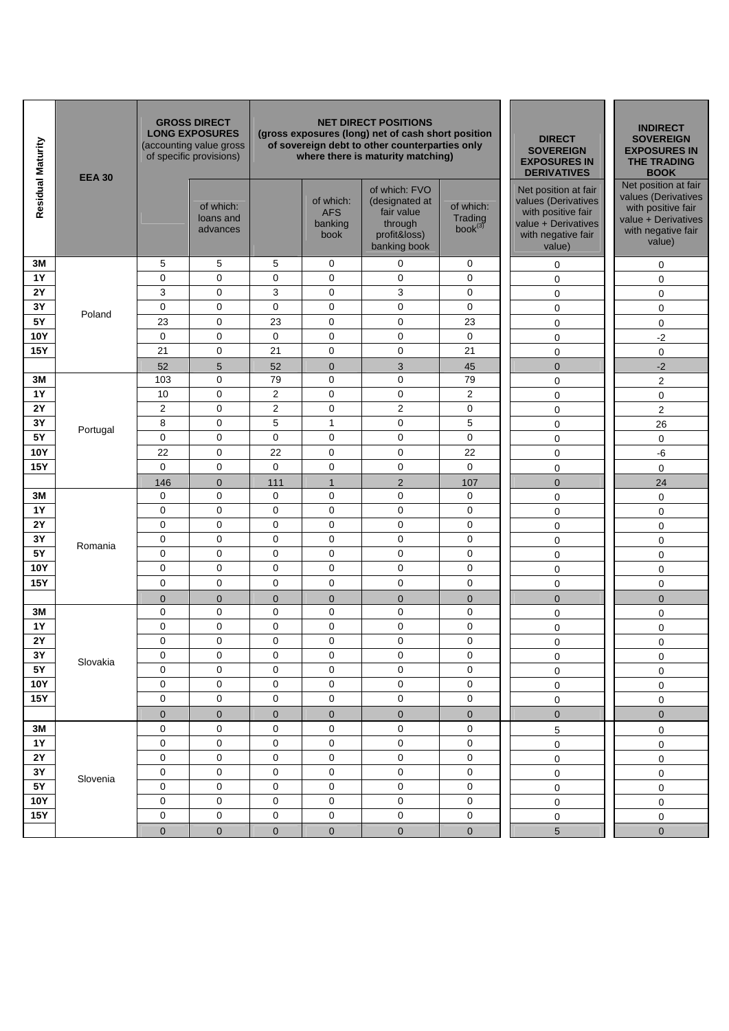| Residual Maturity | EEA 30 | GROSS DIRECT LONG EXPOSURES (accounting value gross of specific provisions) | | NET DIRECT POSITIONS (gross exposures (long) net of cash short position of sovereign debt to other counterparties only where there is maturity matching) | | | | DIRECT SOVEREIGN EXPOSURES IN DERIVATIVES | INDIRECT SOVEREIGN EXPOSURES IN THE TRADING BOOK |
|---|---|---|---|---|---|---|---|---|---|
| | | | of which: loans and advances | | of which: AFS banking book | of which: FVO (designated at fair value through profit&loss) banking book | of which: Trading book[3] | Net position at fair values (Derivatives with positive fair value + Derivatives with negative fair value) | Net position at fair values (Derivatives with positive fair value + Derivatives with negative fair value) |
| 3M | Poland | 5 | 5 | 5 | 0 | 0 | 0 | 0 | 0 |
| 1Y | | 0 | 0 | 0 | 0 | 0 | 0 | 0 | 0 |
| 2Y | | 3 | 0 | 3 | 0 | 3 | 0 | 0 | 0 |
| 3Y | | 0 | 0 | 0 | 0 | 0 | 0 | 0 | 0 |
| 5Y | | 23 | 0 | 23 | 0 | 0 | 23 | 0 | 0 |
| 10Y | | 0 | 0 | 0 | 0 | 0 | 0 | 0 | -2 |
| 15Y | | 21 | 0 | 21 | 0 | 0 | 21 | 0 | 0 |
| | | 52 | 5 | 52 | 0 | 3 | 45 | 0 | -2 |
| 3M | Portugal | 103 | 0 | 79 | 0 | 0 | 79 | 0 | 2 |
| 1Y | | 10 | 0 | 2 | 0 | 0 | 2 | 0 | 0 |
| 2Y | | 2 | 0 | 2 | 0 | 2 | 0 | 0 | 2 |
| 3Y | | 8 | 0 | 5 | 1 | 0 | 5 | 0 | 26 |
| 5Y | | 0 | 0 | 0 | 0 | 0 | 0 | 0 | 0 |
| 10Y | | 22 | 0 | 22 | 0 | 0 | 22 | 0 | -6 |
| 15Y | | 0 | 0 | 0 | 0 | 0 | 0 | 0 | 0 |
| | | 146 | 0 | 111 | 1 | 2 | 107 | 0 | 24 |
| 3M | Romania | 0 | 0 | 0 | 0 | 0 | 0 | 0 | 0 |
| 1Y | | 0 | 0 | 0 | 0 | 0 | 0 | 0 | 0 |
| 2Y | | 0 | 0 | 0 | 0 | 0 | 0 | 0 | 0 |
| 3Y | | 0 | 0 | 0 | 0 | 0 | 0 | 0 | 0 |
| 5Y | | 0 | 0 | 0 | 0 | 0 | 0 | 0 | 0 |
| 10Y | | 0 | 0 | 0 | 0 | 0 | 0 | 0 | 0 |
| 15Y | | 0 | 0 | 0 | 0 | 0 | 0 | 0 | 0 |
| | | 0 | 0 | 0 | 0 | 0 | 0 | 0 | 0 |
| 3M | Slovakia | 0 | 0 | 0 | 0 | 0 | 0 | 0 | 0 |
| 1Y | | 0 | 0 | 0 | 0 | 0 | 0 | 0 | 0 |
| 2Y | | 0 | 0 | 0 | 0 | 0 | 0 | 0 | 0 |
| 3Y | | 0 | 0 | 0 | 0 | 0 | 0 | 0 | 0 |
| 5Y | | 0 | 0 | 0 | 0 | 0 | 0 | 0 | 0 |
| 10Y | | 0 | 0 | 0 | 0 | 0 | 0 | 0 | 0 |
| 15Y | | 0 | 0 | 0 | 0 | 0 | 0 | 0 | 0 |
| | | 0 | 0 | 0 | 0 | 0 | 0 | 0 | 0 |
| 3M | Slovenia | 0 | 0 | 0 | 0 | 0 | 0 | 5 | 0 |
| 1Y | | 0 | 0 | 0 | 0 | 0 | 0 | 0 | 0 |
| 2Y | | 0 | 0 | 0 | 0 | 0 | 0 | 0 | 0 |
| 3Y | | 0 | 0 | 0 | 0 | 0 | 0 | 0 | 0 |
| 5Y | | 0 | 0 | 0 | 0 | 0 | 0 | 0 | 0 |
| 10Y | | 0 | 0 | 0 | 0 | 0 | 0 | 0 | 0 |
| 15Y | | 0 | 0 | 0 | 0 | 0 | 0 | 0 | 0 |
| | | 0 | 0 | 0 | 0 | 0 | 0 | 5 | 0 |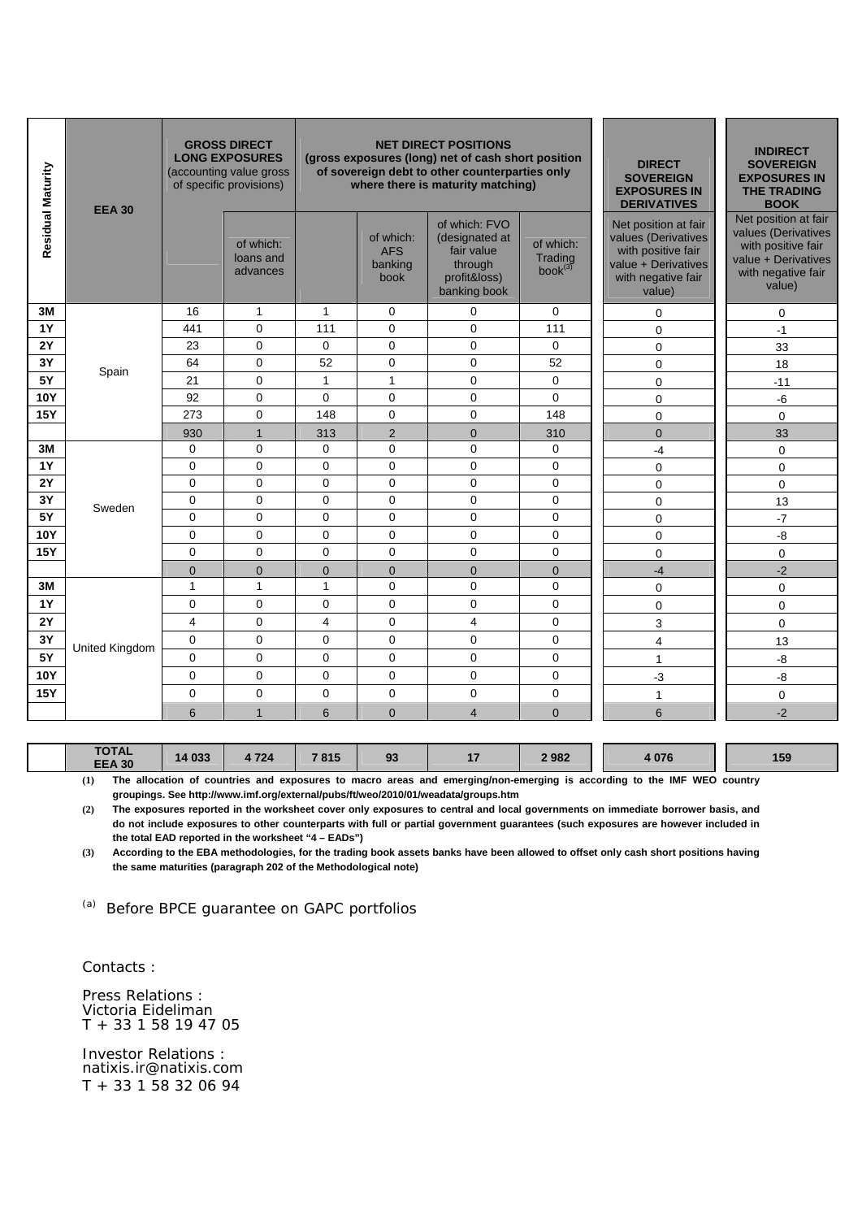| Residual Maturity | EEA 30 | GROSS DIRECT LONG EXPOSURES (accounting value gross of specific provisions) | | NET DIRECT POSITIONS (gross exposures (long) net of cash short position of sovereign debt to other counterparties only where there is maturity matching) | | | | DIRECT SOVEREIGN EXPOSURES IN DERIVATIVES | INDIRECT SOVEREIGN EXPOSURES IN THE TRADING BOOK |
|---|---|---|---|---|---|---|---|---|---|
| | | | of which: loans and advances | | of which: AFS banking book | of which: FVO (designated at fair value through profit&loss) banking book | of which: Trading book[3] | Net position at fair values (Derivatives with positive fair value + Derivatives with negative fair value) | Net position at fair values (Derivatives with positive fair value + Derivatives with negative fair value) |
| 3M | Spain | 16 | 1 | 1 | 0 | 0 | 0 | 0 | 0 |
| 1Y | | 441 | 0 | 111 | 0 | 0 | 111 | 0 | -1 |
| 2Y | | 23 | 0 | 0 | 0 | 0 | 0 | 0 | 33 |
| 3Y | | 64 | 0 | 52 | 0 | 0 | 52 | 0 | 18 |
| 5Y | | 21 | 0 | 1 | 1 | 0 | 0 | 0 | -11 |
| 10Y | | 92 | 0 | 0 | 0 | 0 | 0 | 0 | -6 |
| 15Y | | 273 | 0 | 148 | 0 | 0 | 148 | 0 | 0 |
| | | 930 | 1 | 313 | 2 | 0 | 310 | 0 | 33 |
| 3M | Sweden | 0 | 0 | 0 | 0 | 0 | 0 | -4 | 0 |
| 1Y | | 0 | 0 | 0 | 0 | 0 | 0 | 0 | 0 |
| 2Y | | 0 | 0 | 0 | 0 | 0 | 0 | 0 | 0 |
| 3Y | | 0 | 0 | 0 | 0 | 0 | 0 | 0 | 13 |
| 5Y | | 0 | 0 | 0 | 0 | 0 | 0 | 0 | -7 |
| 10Y | | 0 | 0 | 0 | 0 | 0 | 0 | 0 | -8 |
| 15Y | | 0 | 0 | 0 | 0 | 0 | 0 | 0 | 0 |
| | | 0 | 0 | 0 | 0 | 0 | 0 | -4 | -2 |
| 3M | United Kingdom | 1 | 1 | 1 | 0 | 0 | 0 | 0 | 0 |
| 1Y | | 0 | 0 | 0 | 0 | 0 | 0 | 0 | 0 |
| 2Y | | 4 | 0 | 4 | 0 | 4 | 0 | 3 | 0 |
| 3Y | | 0 | 0 | 0 | 0 | 0 | 0 | 4 | 13 |
| 5Y | | 0 | 0 | 0 | 0 | 0 | 0 | 1 | -8 |
| 10Y | | 0 | 0 | 0 | 0 | 0 | 0 | -3 | -8 |
| 15Y | | 0 | 0 | 0 | 0 | 0 | 0 | 1 | 0 |
| | | 6 | 1 | 6 | 0 | 4 | 0 | 6 | -2 |
| | **TOTAL EEA 30** | **14 033** | **4 724** | **7 815** | **93** | **17** | **2 982** | **4 076** | **159** |

**(1)** **The allocation of countries and exposures to macro areas and emerging/non-emerging is according to the IMF WEO country groupings. See http://www.imf.org/external/pubs/ft/weo/2010/01/weadata/groups.htm**

**(2)** **The exposures reported in the worksheet cover only exposures to central and local governments on immediate borrower basis, and do not include exposures to other counterparts with full or partial government guarantees (such exposures are however included in the total EAD reported in the worksheet "4 – EADs")**

**(3)** **According to the EBA methodologies, for the trading book assets banks have been allowed to offset only cash short positions having the same maturities (paragraph 202 of the Methodological note)**

(a) Before BPCE guarantee on GAPC portfolios

Contacts :

Press Relations :
Victoria Eideliman
T + 33 1 58 19 47 05

Investor Relations :
natixis.ir@natixis.com
T + 33 1 58 32 06 94